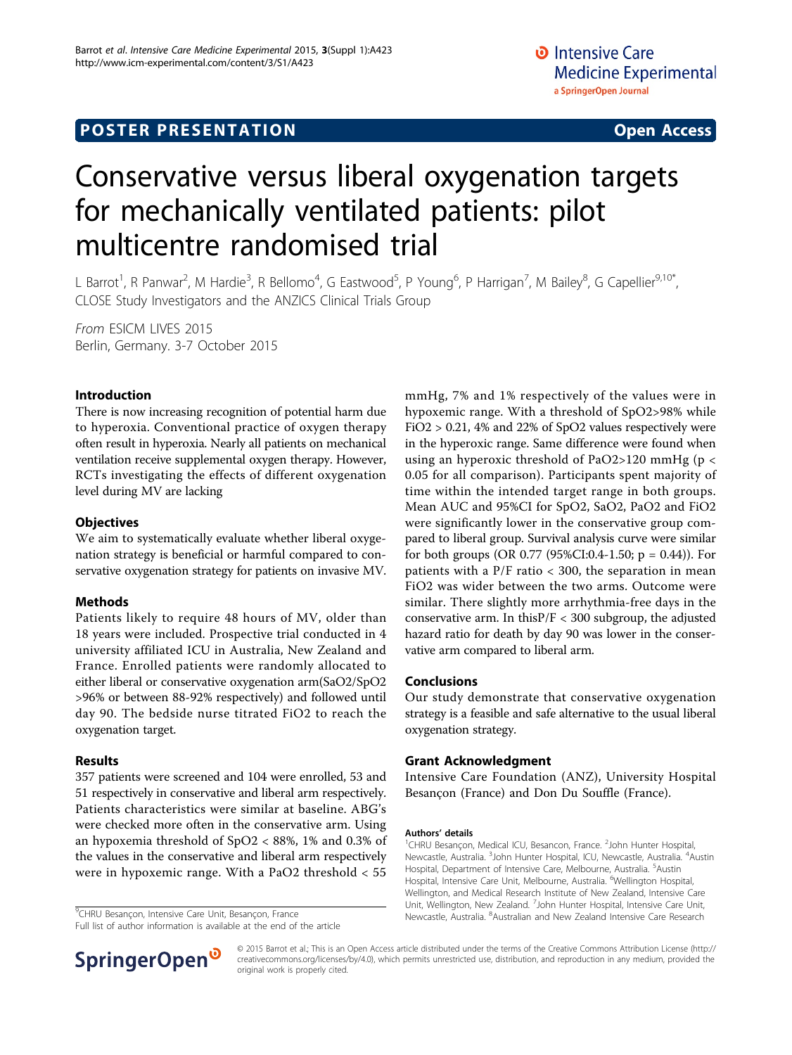POSTER PRESENTATION

Open Access

# Conservative versus liberal oxygenation targets for mechanically ventilated patients: pilot multicentre randomised trial

L Barrot[1], R Panwar[2], M Hardie[3], R Bellomo[4], G Eastwood[5], P Young[6], P Harrigan[7], M Bailey[8], G Capellier[9,10*], CLOSE Study Investigators and the ANZICS Clinical Trials Group

*From* ESICM LIVES 2015
Berlin, Germany. 3-7 October 2015

## Introduction

There is now increasing recognition of potential harm due to hyperoxia. Conventional practice of oxygen therapy often result in hyperoxia. Nearly all patients on mechanical ventilation receive supplemental oxygen therapy. However, RCTs investigating the effects of different oxygenation level during MV are lacking

## Objectives

We aim to systematically evaluate whether liberal oxygenation strategy is beneficial or harmful compared to conservative oxygenation strategy for patients on invasive MV.

## Methods

Patients likely to require 48 hours of MV, older than 18 years were included. Prospective trial conducted in 4 university affiliated ICU in Australia, New Zealand and France. Enrolled patients were randomly allocated to either liberal or conservative oxygenation arm(SaO2/SpO2 >96% or between 88-92% respectively) and followed until day 90. The bedside nurse titrated FiO2 to reach the oxygenation target.

## Results

357 patients were screened and 104 were enrolled, 53 and 51 respectively in conservative and liberal arm respectively. Patients characteristics were similar at baseline. ABG's were checked more often in the conservative arm. Using an hypoxemia threshold of SpO2 < 88%, 1% and 0.3% of the values in the conservative and liberal arm respectively were in hypoxemic range. With a PaO2 threshold < 55 mmHg, 7% and 1% respectively of the values were in hypoxemic range. With a threshold of SpO2>98% while FiO2 > 0.21, 4% and 22% of SpO2 values respectively were in the hyperoxic range. Same difference were found when using an hyperoxic threshold of PaO2>120 mmHg ($p < 0.05$ for all comparison). Participants spent majority of time within the intended target range in both groups. Mean AUC and 95%CI for SpO2, SaO2, PaO2 and FiO2 were significantly lower in the conservative group compared to liberal group. Survival analysis curve were similar for both groups (OR 0.77 (95%CI:0.4-1.50; $p = 0.44$)). For patients with a P/F ratio < 300, the separation in mean FiO2 was wider between the two arms. Outcome were similar. There slightly more arrhythmia-free days in the conservative arm. In thisP/F < 300 subgroup, the adjusted hazard ratio for death by day 90 was lower in the conservative arm compared to liberal arm.

## Conclusions

Our study demonstrate that conservative oxygenation strategy is a feasible and safe alternative to the usual liberal oxygenation strategy.

## Grant Acknowledgment

Intensive Care Foundation (ANZ), University Hospital Besançon (France) and Don Du Souffle (France).

### Authors' details

[1]CHRU Besançon, Medical ICU, Besancon, France. [2]John Hunter Hospital, Newcastle, Australia. [3]John Hunter Hospital, ICU, Newcastle, Australia. [4]Austin Hospital, Department of Intensive Care, Melbourne, Australia. [5]Austin Hospital, Intensive Care Unit, Melbourne, Australia. [6]Wellington Hospital, Wellington, and Medical Research Institute of New Zealand, Intensive Care Unit, Wellington, New Zealand. [7]John Hunter Hospital, Intensive Care Unit, Newcastle, Australia. [8]Australian and New Zealand Intensive Care Research

[9]CHRU Besançon, Intensive Care Unit, Besançon, France
Full list of author information is available at the end of the article

© 2015 Barrot et al.; This is an Open Access article distributed under the terms of the Creative Commons Attribution License (http://creativecommons.org/licenses/by/4.0), which permits unrestricted use, distribution, and reproduction in any medium, provided the original work is properly cited.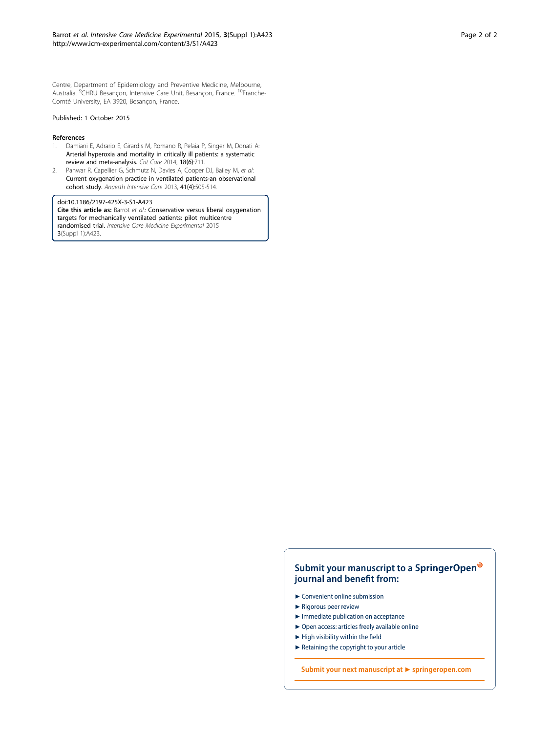Centre, Department of Epidemiology and Preventive Medicine, Melbourne, Australia. [9]CHRU Besançon, Intensive Care Unit, Besançon, France. [10]Franche-Comté University, EA 3920, Besançon, France.

Published: 1 October 2015

### References

1. Damiani E, Adrario E, Girardis M, Romano R, Pelaia P, Singer M, Donati A: **Arterial hyperoxia and mortality in critically ill patients: a systematic review and meta-analysis.** *Crit Care* 2014, **18(6)**:711.
2. Panwar R, Capellier G, Schmutz N, Davies A, Cooper DJ, Bailey M, *et al*: **Current oxygenation practice in ventilated patients-an observational cohort study.** *Anaesth Intensive Care* 2013, **41(4)**:505-514.

doi:10.1186/2197-425X-3-S1-A423
**Cite this article as:** Barrot *et al.*: Conservative versus liberal oxygenation targets for mechanically ventilated patients: pilot multicentre randomised trial. *Intensive Care Medicine Experimental* 2015 **3**(Suppl 1):A423.

**Submit your manuscript to a SpringerOpen journal and benefit from:**

- ► Convenient online submission
- ► Rigorous peer review
- ► Immediate publication on acceptance
- ► Open access: articles freely available online
- ► High visibility within the field
- ► Retaining the copyright to your article

**Submit your next manuscript at ► springeropen.com**